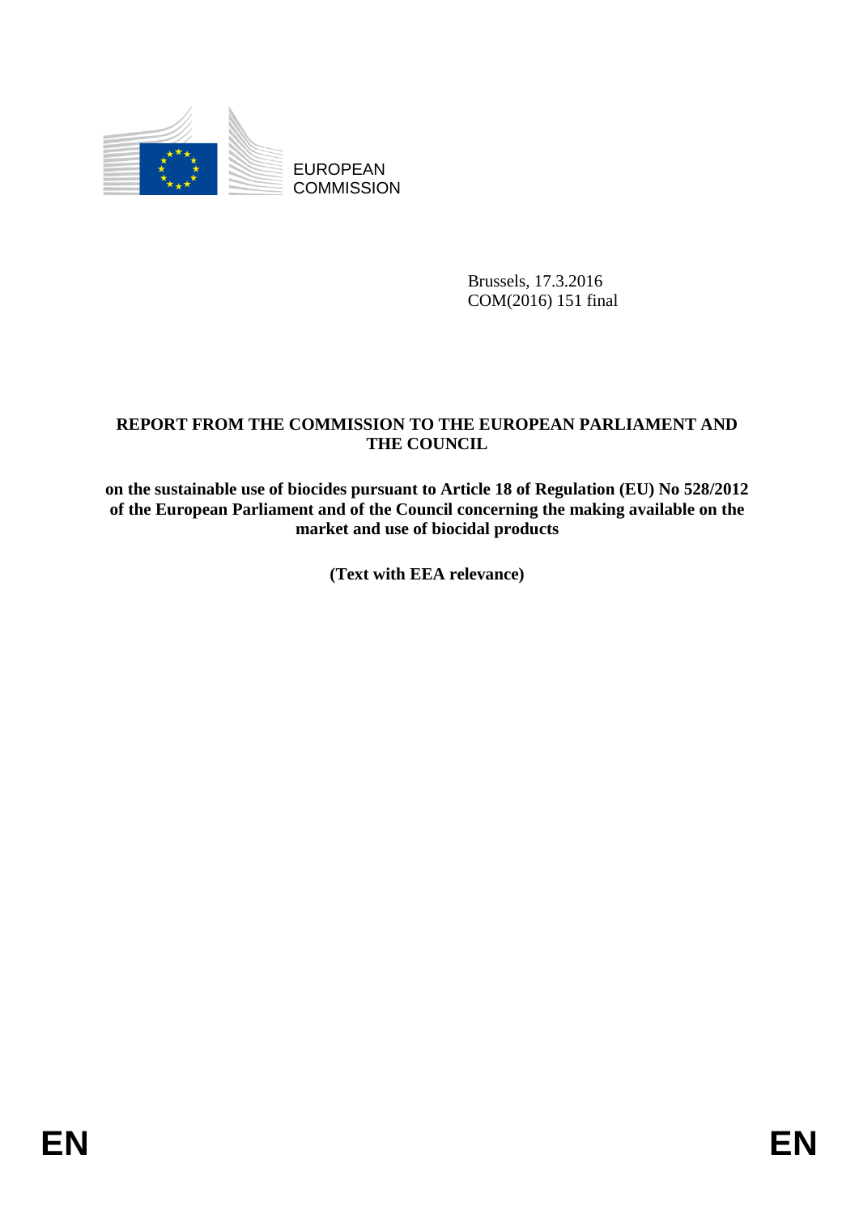EUROPEAN COMMISSION

Brussels, 17.3.2016
COM(2016) 151 final

# REPORT FROM THE COMMISSION TO THE EUROPEAN PARLIAMENT AND THE COUNCIL

**on the sustainable use of biocides pursuant to Article 18 of Regulation (EU) No 528/2012 of the European Parliament and of the Council concerning the making available on the market and use of biocidal products**

**(Text with EEA relevance)**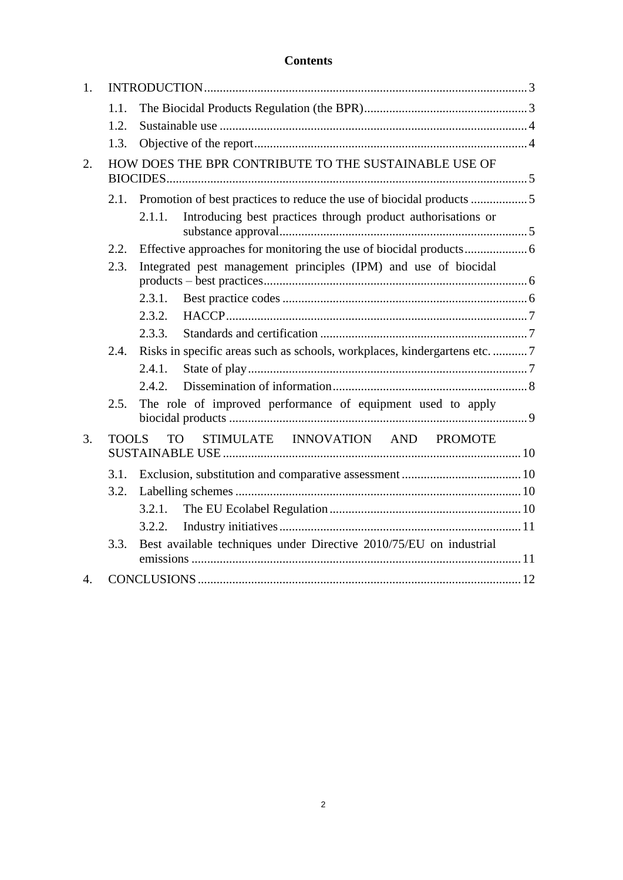**Contents**

1. INTRODUCTION ..... 3
   - 1.1. The Biocidal Products Regulation (the BPR) ..... 3
   - 1.2. Sustainable use ..... 4
   - 1.3. Objective of the report ..... 4
2. HOW DOES THE BPR CONTRIBUTE TO THE SUSTAINABLE USE OF BIOCIDES ..... 5
   - 2.1. Promotion of best practices to reduce the use of biocidal products ..... 5
     - 2.1.1. Introducing best practices through product authorisations or substance approval ..... 5
   - 2.2. Effective approaches for monitoring the use of biocidal products ..... 6
   - 2.3. Integrated pest management principles (IPM) and use of biocidal products – best practices ..... 6
     - 2.3.1. Best practice codes ..... 6
     - 2.3.2. HACCP ..... 7
     - 2.3.3. Standards and certification ..... 7
   - 2.4. Risks in specific areas such as schools, workplaces, kindergartens etc. ..... 7
     - 2.4.1. State of play ..... 7
     - 2.4.2. Dissemination of information ..... 8
   - 2.5. The role of improved performance of equipment used to apply biocidal products ..... 9
3. TOOLS TO STIMULATE INNOVATION AND PROMOTE SUSTAINABLE USE ..... 10
   - 3.1. Exclusion, substitution and comparative assessment ..... 10
   - 3.2. Labelling schemes ..... 10
     - 3.2.1. The EU Ecolabel Regulation ..... 10
     - 3.2.2. Industry initiatives ..... 11
   - 3.3. Best available techniques under Directive 2010/75/EU on industrial emissions ..... 11
4. CONCLUSIONS ..... 12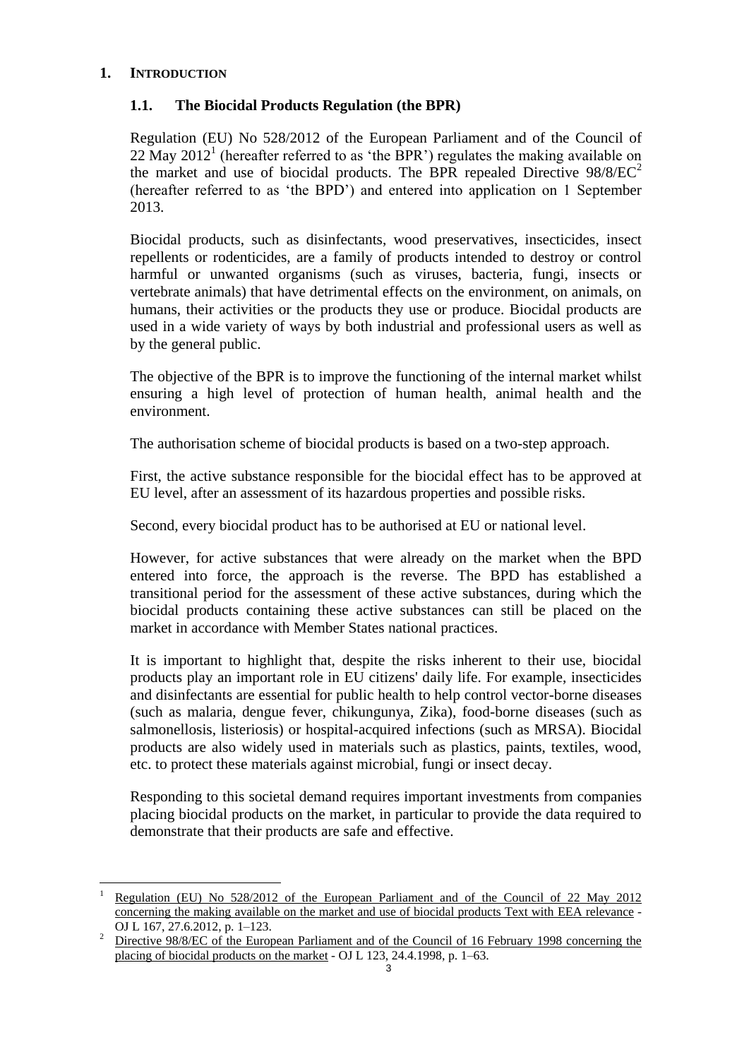# 1. INTRODUCTION

## 1.1. The Biocidal Products Regulation (the BPR)

Regulation (EU) No 528/2012 of the European Parliament and of the Council of 22 May 2012[1] (hereafter referred to as 'the BPR') regulates the making available on the market and use of biocidal products. The BPR repealed Directive 98/8/EC[2] (hereafter referred to as 'the BPD') and entered into application on 1 September 2013.

Biocidal products, such as disinfectants, wood preservatives, insecticides, insect repellents or rodenticides, are a family of products intended to destroy or control harmful or unwanted organisms (such as viruses, bacteria, fungi, insects or vertebrate animals) that have detrimental effects on the environment, on animals, on humans, their activities or the products they use or produce. Biocidal products are used in a wide variety of ways by both industrial and professional users as well as by the general public.

The objective of the BPR is to improve the functioning of the internal market whilst ensuring a high level of protection of human health, animal health and the environment.

The authorisation scheme of biocidal products is based on a two-step approach.

First, the active substance responsible for the biocidal effect has to be approved at EU level, after an assessment of its hazardous properties and possible risks.

Second, every biocidal product has to be authorised at EU or national level.

However, for active substances that were already on the market when the BPD entered into force, the approach is the reverse. The BPD has established a transitional period for the assessment of these active substances, during which the biocidal products containing these active substances can still be placed on the market in accordance with Member States national practices.

It is important to highlight that, despite the risks inherent to their use, biocidal products play an important role in EU citizens' daily life. For example, insecticides and disinfectants are essential for public health to help control vector-borne diseases (such as malaria, dengue fever, chikungunya, Zika), food-borne diseases (such as salmonellosis, listeriosis) or hospital-acquired infections (such as MRSA). Biocidal products are also widely used in materials such as plastics, paints, textiles, wood, etc. to protect these materials against microbial, fungi or insect decay.

Responding to this societal demand requires important investments from companies placing biocidal products on the market, in particular to provide the data required to demonstrate that their products are safe and effective.

---

[1] Regulation (EU) No 528/2012 of the European Parliament and of the Council of 22 May 2012 concerning the making available on the market and use of biocidal products Text with EEA relevance - OJ L 167, 27.6.2012, p. 1–123.

[2] Directive 98/8/EC of the European Parliament and of the Council of 16 February 1998 concerning the placing of biocidal products on the market - OJ L 123, 24.4.1998, p. 1–63.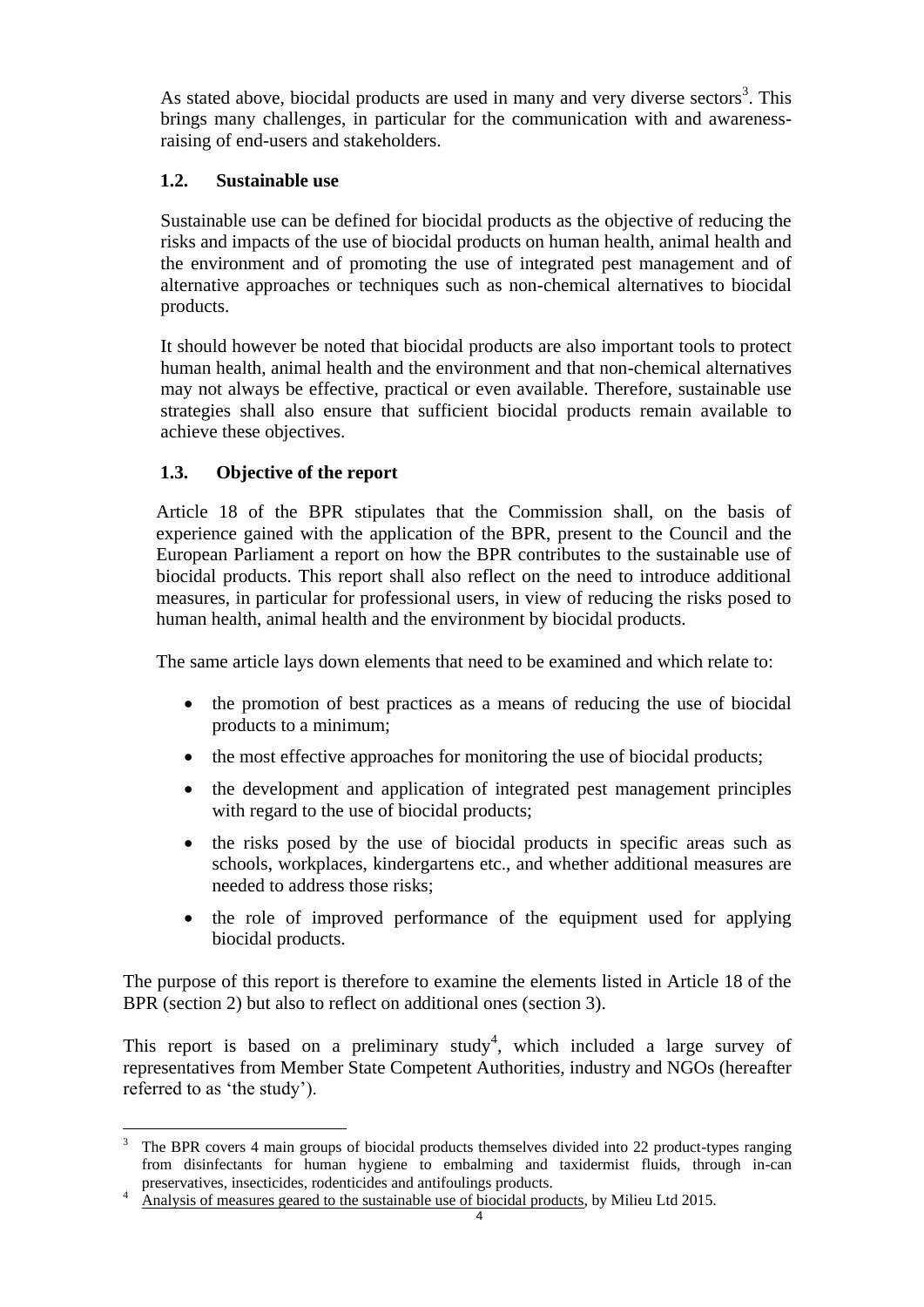As stated above, biocidal products are used in many and very diverse sectors[3]. This brings many challenges, in particular for the communication with and awareness-raising of end-users and stakeholders.

### 1.2. Sustainable use

Sustainable use can be defined for biocidal products as the objective of reducing the risks and impacts of the use of biocidal products on human health, animal health and the environment and of promoting the use of integrated pest management and of alternative approaches or techniques such as non-chemical alternatives to biocidal products.

It should however be noted that biocidal products are also important tools to protect human health, animal health and the environment and that non-chemical alternatives may not always be effective, practical or even available. Therefore, sustainable use strategies shall also ensure that sufficient biocidal products remain available to achieve these objectives.

### 1.3. Objective of the report

Article 18 of the BPR stipulates that the Commission shall, on the basis of experience gained with the application of the BPR, present to the Council and the European Parliament a report on how the BPR contributes to the sustainable use of biocidal products. This report shall also reflect on the need to introduce additional measures, in particular for professional users, in view of reducing the risks posed to human health, animal health and the environment by biocidal products.

The same article lays down elements that need to be examined and which relate to:

- the promotion of best practices as a means of reducing the use of biocidal products to a minimum;
- the most effective approaches for monitoring the use of biocidal products;
- the development and application of integrated pest management principles with regard to the use of biocidal products;
- the risks posed by the use of biocidal products in specific areas such as schools, workplaces, kindergartens etc., and whether additional measures are needed to address those risks;
- the role of improved performance of the equipment used for applying biocidal products.

The purpose of this report is therefore to examine the elements listed in Article 18 of the BPR (section 2) but also to reflect on additional ones (section 3).

This report is based on a preliminary study[4], which included a large survey of representatives from Member State Competent Authorities, industry and NGOs (hereafter referred to as 'the study').

---

[3] The BPR covers 4 main groups of biocidal products themselves divided into 22 product-types ranging from disinfectants for human hygiene to embalming and taxidermist fluids, through in-can preservatives, insecticides, rodenticides and antifoulings products.

[4] Analysis of measures geared to the sustainable use of biocidal products, by Milieu Ltd 2015.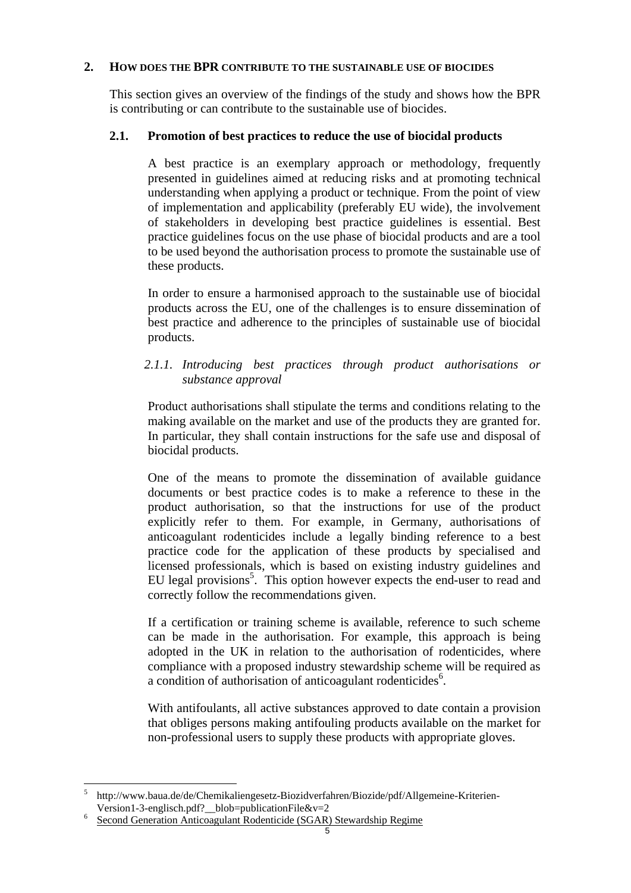## 2. HOW DOES THE BPR CONTRIBUTE TO THE SUSTAINABLE USE OF BIOCIDES

This section gives an overview of the findings of the study and shows how the BPR is contributing or can contribute to the sustainable use of biocides.

### 2.1. Promotion of best practices to reduce the use of biocidal products

A best practice is an exemplary approach or methodology, frequently presented in guidelines aimed at reducing risks and at promoting technical understanding when applying a product or technique. From the point of view of implementation and applicability (preferably EU wide), the involvement of stakeholders in developing best practice guidelines is essential. Best practice guidelines focus on the use phase of biocidal products and are a tool to be used beyond the authorisation process to promote the sustainable use of these products.

In order to ensure a harmonised approach to the sustainable use of biocidal products across the EU, one of the challenges is to ensure dissemination of best practice and adherence to the principles of sustainable use of biocidal products.

#### *2.1.1. Introducing best practices through product authorisations or substance approval*

Product authorisations shall stipulate the terms and conditions relating to the making available on the market and use of the products they are granted for. In particular, they shall contain instructions for the safe use and disposal of biocidal products.

One of the means to promote the dissemination of available guidance documents or best practice codes is to make a reference to these in the product authorisation, so that the instructions for use of the product explicitly refer to them. For example, in Germany, authorisations of anticoagulant rodenticides include a legally binding reference to a best practice code for the application of these products by specialised and licensed professionals, which is based on existing industry guidelines and EU legal provisions[5]. This option however expects the end-user to read and correctly follow the recommendations given.

If a certification or training scheme is available, reference to such scheme can be made in the authorisation. For example, this approach is being adopted in the UK in relation to the authorisation of rodenticides, where compliance with a proposed industry stewardship scheme will be required as a condition of authorisation of anticoagulant rodenticides[6].

With antifoulants, all active substances approved to date contain a provision that obliges persons making antifouling products available on the market for non-professional users to supply these products with appropriate gloves.

---

[5] http://www.baua.de/de/Chemikaliengesetz-Biozidverfahren/Biozide/pdf/Allgemeine-Kriterien-Version1-3-englisch.pdf?__blob=publicationFile&v=2

[6] Second Generation Anticoagulant Rodenticide (SGAR) Stewardship Regime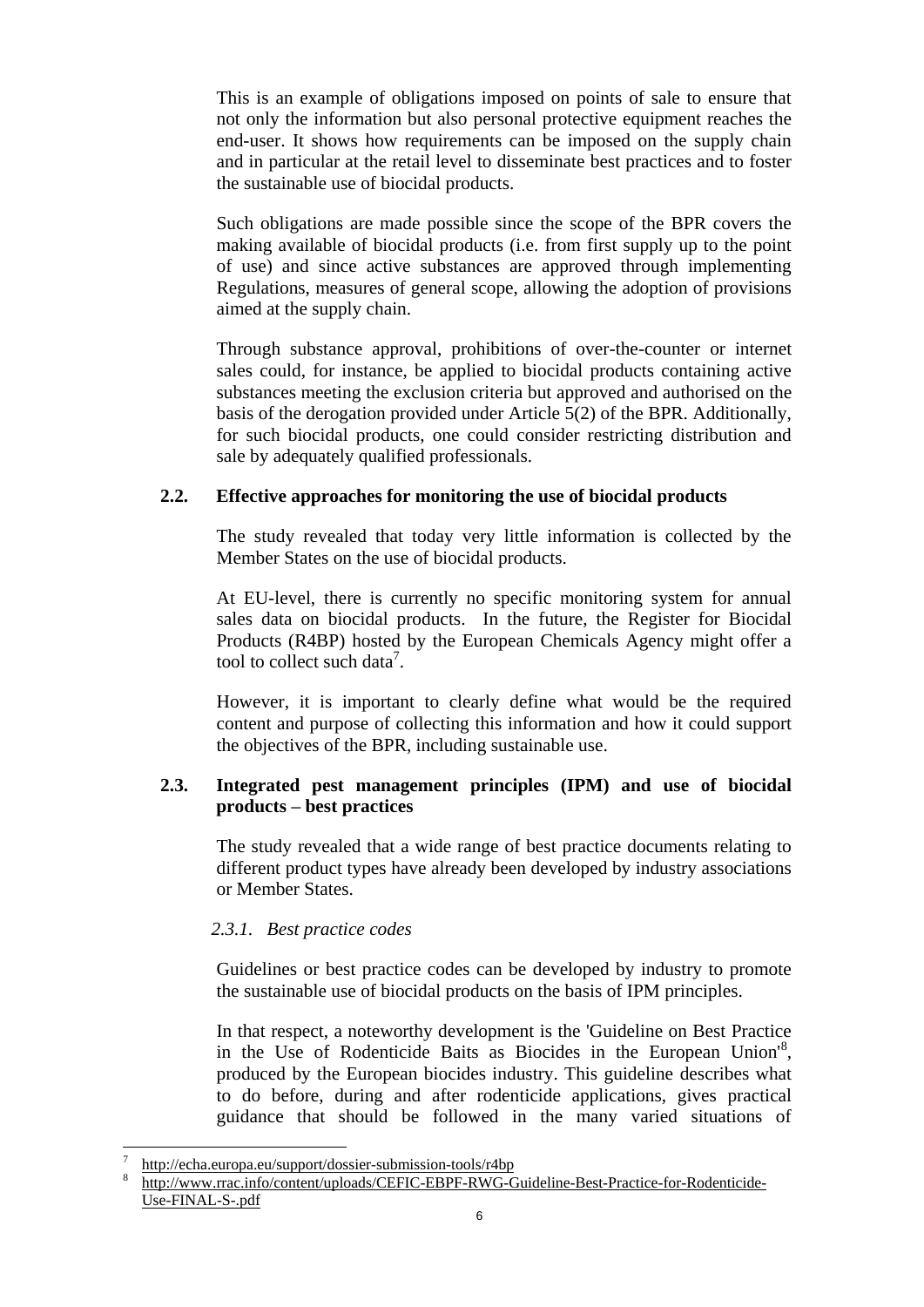This is an example of obligations imposed on points of sale to ensure that not only the information but also personal protective equipment reaches the end-user. It shows how requirements can be imposed on the supply chain and in particular at the retail level to disseminate best practices and to foster the sustainable use of biocidal products.

Such obligations are made possible since the scope of the BPR covers the making available of biocidal products (i.e. from first supply up to the point of use) and since active substances are approved through implementing Regulations, measures of general scope, allowing the adoption of provisions aimed at the supply chain.

Through substance approval, prohibitions of over-the-counter or internet sales could, for instance, be applied to biocidal products containing active substances meeting the exclusion criteria but approved and authorised on the basis of the derogation provided under Article 5(2) of the BPR. Additionally, for such biocidal products, one could consider restricting distribution and sale by adequately qualified professionals.

### 2.2. Effective approaches for monitoring the use of biocidal products

The study revealed that today very little information is collected by the Member States on the use of biocidal products.

At EU-level, there is currently no specific monitoring system for annual sales data on biocidal products. In the future, the Register for Biocidal Products (R4BP) hosted by the European Chemicals Agency might offer a tool to collect such data[7].

However, it is important to clearly define what would be the required content and purpose of collecting this information and how it could support the objectives of the BPR, including sustainable use.

### 2.3. Integrated pest management principles (IPM) and use of biocidal products – best practices

The study revealed that a wide range of best practice documents relating to different product types have already been developed by industry associations or Member States.

#### *2.3.1. Best practice codes*

Guidelines or best practice codes can be developed by industry to promote the sustainable use of biocidal products on the basis of IPM principles.

In that respect, a noteworthy development is the 'Guideline on Best Practice in the Use of Rodenticide Baits as Biocides in the European Union'[8], produced by the European biocides industry. This guideline describes what to do before, during and after rodenticide applications, gives practical guidance that should be followed in the many varied situations of

---

[7] http://echa.europa.eu/support/dossier-submission-tools/r4bp

[8] http://www.rrac.info/content/uploads/CEFIC-EBPF-RWG-Guideline-Best-Practice-for-Rodenticide-Use-FINAL-S-.pdf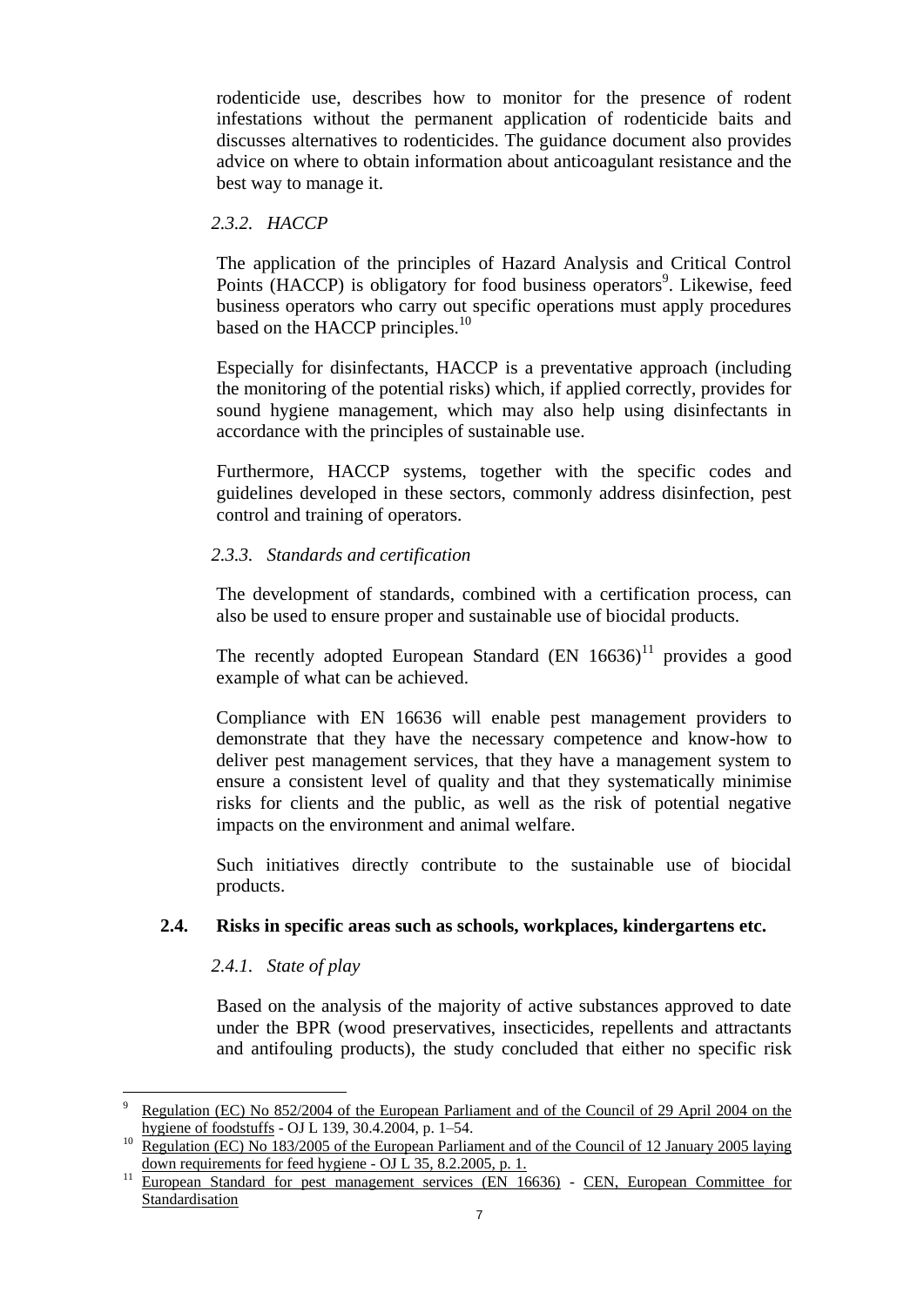rodenticide use, describes how to monitor for the presence of rodent infestations without the permanent application of rodenticide baits and discusses alternatives to rodenticides. The guidance document also provides advice on where to obtain information about anticoagulant resistance and the best way to manage it.

#### *2.3.2. HACCP*

The application of the principles of Hazard Analysis and Critical Control Points (HACCP) is obligatory for food business operators[9]. Likewise, feed business operators who carry out specific operations must apply procedures based on the HACCP principles.[10]

Especially for disinfectants, HACCP is a preventative approach (including the monitoring of the potential risks) which, if applied correctly, provides for sound hygiene management, which may also help using disinfectants in accordance with the principles of sustainable use.

Furthermore, HACCP systems, together with the specific codes and guidelines developed in these sectors, commonly address disinfection, pest control and training of operators.

#### *2.3.3. Standards and certification*

The development of standards, combined with a certification process, can also be used to ensure proper and sustainable use of biocidal products.

The recently adopted European Standard (EN 16636)[11] provides a good example of what can be achieved.

Compliance with EN 16636 will enable pest management providers to demonstrate that they have the necessary competence and know-how to deliver pest management services, that they have a management system to ensure a consistent level of quality and that they systematically minimise risks for clients and the public, as well as the risk of potential negative impacts on the environment and animal welfare.

Such initiatives directly contribute to the sustainable use of biocidal products.

### **2.4. Risks in specific areas such as schools, workplaces, kindergartens etc.**

#### *2.4.1. State of play*

Based on the analysis of the majority of active substances approved to date under the BPR (wood preservatives, insecticides, repellents and attractants and antifouling products), the study concluded that either no specific risk

---

[9] Regulation (EC) No 852/2004 of the European Parliament and of the Council of 29 April 2004 on the hygiene of foodstuffs - OJ L 139, 30.4.2004, p. 1–54.

[10] Regulation (EC) No 183/2005 of the European Parliament and of the Council of 12 January 2005 laying down requirements for feed hygiene - OJ L 35, 8.2.2005, p. 1.

[11] European Standard for pest management services (EN 16636) - CEN, European Committee for Standardisation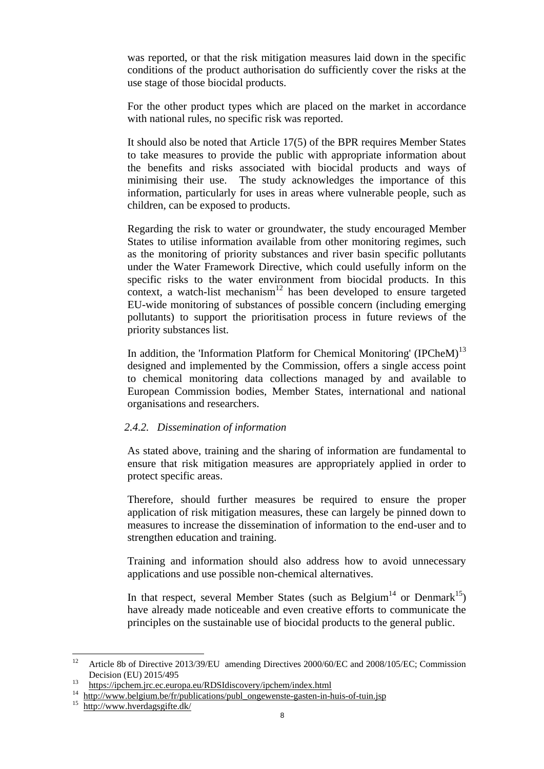was reported, or that the risk mitigation measures laid down in the specific conditions of the product authorisation do sufficiently cover the risks at the use stage of those biocidal products.

For the other product types which are placed on the market in accordance with national rules, no specific risk was reported.

It should also be noted that Article 17(5) of the BPR requires Member States to take measures to provide the public with appropriate information about the benefits and risks associated with biocidal products and ways of minimising their use. The study acknowledges the importance of this information, particularly for uses in areas where vulnerable people, such as children, can be exposed to products.

Regarding the risk to water or groundwater, the study encouraged Member States to utilise information available from other monitoring regimes, such as the monitoring of priority substances and river basin specific pollutants under the Water Framework Directive, which could usefully inform on the specific risks to the water environment from biocidal products. In this context, a watch-list mechanism[12] has been developed to ensure targeted EU-wide monitoring of substances of possible concern (including emerging pollutants) to support the prioritisation process in future reviews of the priority substances list.

In addition, the 'Information Platform for Chemical Monitoring' (IPCheM)[13] designed and implemented by the Commission, offers a single access point to chemical monitoring data collections managed by and available to European Commission bodies, Member States, international and national organisations and researchers.

### *2.4.2. Dissemination of information*

As stated above, training and the sharing of information are fundamental to ensure that risk mitigation measures are appropriately applied in order to protect specific areas.

Therefore, should further measures be required to ensure the proper application of risk mitigation measures, these can largely be pinned down to measures to increase the dissemination of information to the end-user and to strengthen education and training.

Training and information should also address how to avoid unnecessary applications and use possible non-chemical alternatives.

In that respect, several Member States (such as Belgium[14] or Denmark[15]) have already made noticeable and even creative efforts to communicate the principles on the sustainable use of biocidal products to the general public.

---

[12] Article 8b of Directive 2013/39/EU amending Directives 2000/60/EC and 2008/105/EC; Commission Decision (EU) 2015/495

[13] https://ipchem.jrc.ec.europa.eu/RDSIdiscovery/ipchem/index.html

[14] http://www.belgium.be/fr/publications/publ_ongewenste-gasten-in-huis-of-tuin.jsp

[15] http://www.hverdagsgifte.dk/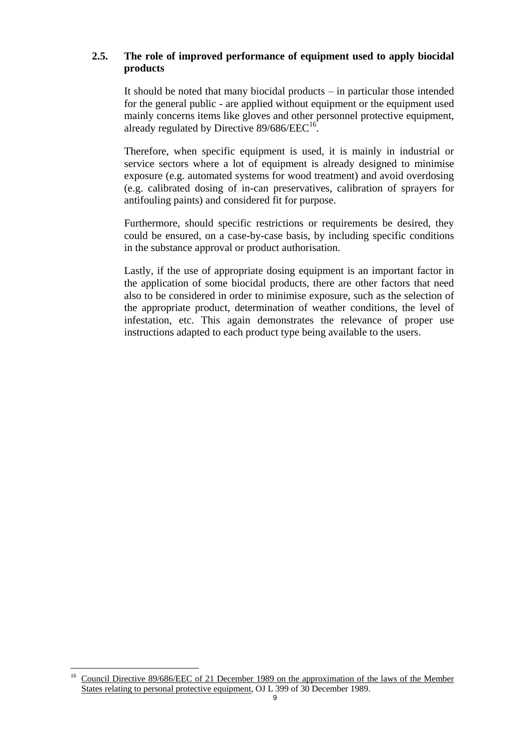### 2.5. The role of improved performance of equipment used to apply biocidal products

It should be noted that many biocidal products – in particular those intended for the general public - are applied without equipment or the equipment used mainly concerns items like gloves and other personnel protective equipment, already regulated by Directive 89/686/EEC[16].

Therefore, when specific equipment is used, it is mainly in industrial or service sectors where a lot of equipment is already designed to minimise exposure (e.g. automated systems for wood treatment) and avoid overdosing (e.g. calibrated dosing of in-can preservatives, calibration of sprayers for antifouling paints) and considered fit for purpose.

Furthermore, should specific restrictions or requirements be desired, they could be ensured, on a case-by-case basis, by including specific conditions in the substance approval or product authorisation.

Lastly, if the use of appropriate dosing equipment is an important factor in the application of some biocidal products, there are other factors that need also to be considered in order to minimise exposure, such as the selection of the appropriate product, determination of weather conditions, the level of infestation, etc. This again demonstrates the relevance of proper use instructions adapted to each product type being available to the users.

---

[16] Council Directive 89/686/EEC of 21 December 1989 on the approximation of the laws of the Member States relating to personal protective equipment, OJ L 399 of 30 December 1989.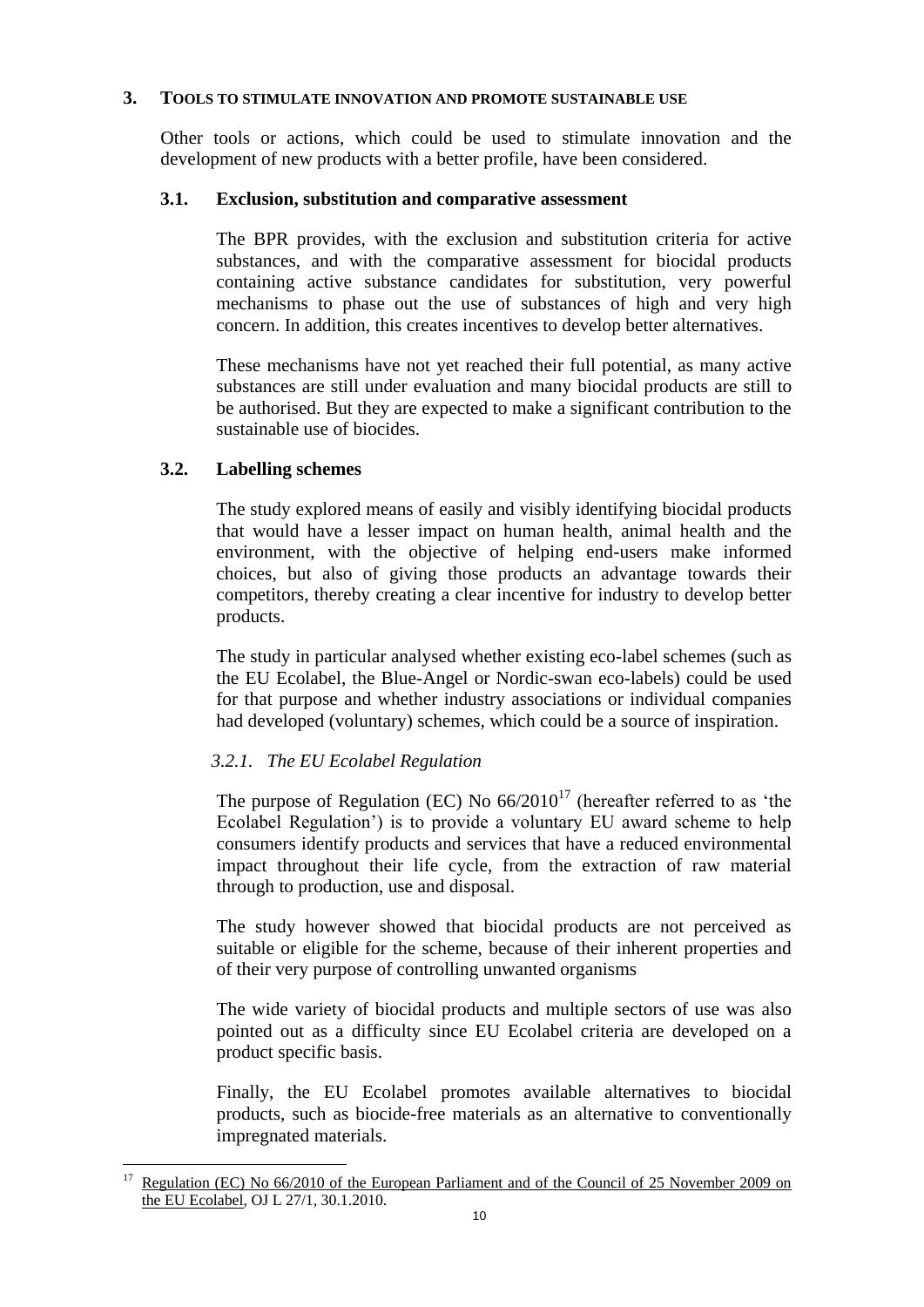## 3. TOOLS TO STIMULATE INNOVATION AND PROMOTE SUSTAINABLE USE

Other tools or actions, which could be used to stimulate innovation and the development of new products with a better profile, have been considered.

### 3.1. Exclusion, substitution and comparative assessment

The BPR provides, with the exclusion and substitution criteria for active substances, and with the comparative assessment for biocidal products containing active substance candidates for substitution, very powerful mechanisms to phase out the use of substances of high and very high concern. In addition, this creates incentives to develop better alternatives.

These mechanisms have not yet reached their full potential, as many active substances are still under evaluation and many biocidal products are still to be authorised. But they are expected to make a significant contribution to the sustainable use of biocides.

### 3.2. Labelling schemes

The study explored means of easily and visibly identifying biocidal products that would have a lesser impact on human health, animal health and the environment, with the objective of helping end-users make informed choices, but also of giving those products an advantage towards their competitors, thereby creating a clear incentive for industry to develop better products.

The study in particular analysed whether existing eco-label schemes (such as the EU Ecolabel, the Blue-Angel or Nordic-swan eco-labels) could be used for that purpose and whether industry associations or individual companies had developed (voluntary) schemes, which could be a source of inspiration.

#### *3.2.1. The EU Ecolabel Regulation*

The purpose of Regulation (EC) No 66/2010[17] (hereafter referred to as 'the Ecolabel Regulation') is to provide a voluntary EU award scheme to help consumers identify products and services that have a reduced environmental impact throughout their life cycle, from the extraction of raw material through to production, use and disposal.

The study however showed that biocidal products are not perceived as suitable or eligible for the scheme, because of their inherent properties and of their very purpose of controlling unwanted organisms

The wide variety of biocidal products and multiple sectors of use was also pointed out as a difficulty since EU Ecolabel criteria are developed on a product specific basis.

Finally, the EU Ecolabel promotes available alternatives to biocidal products, such as biocide-free materials as an alternative to conventionally impregnated materials.

---

[17] Regulation (EC) No 66/2010 of the European Parliament and of the Council of 25 November 2009 on the EU Ecolabel, OJ L 27/1, 30.1.2010.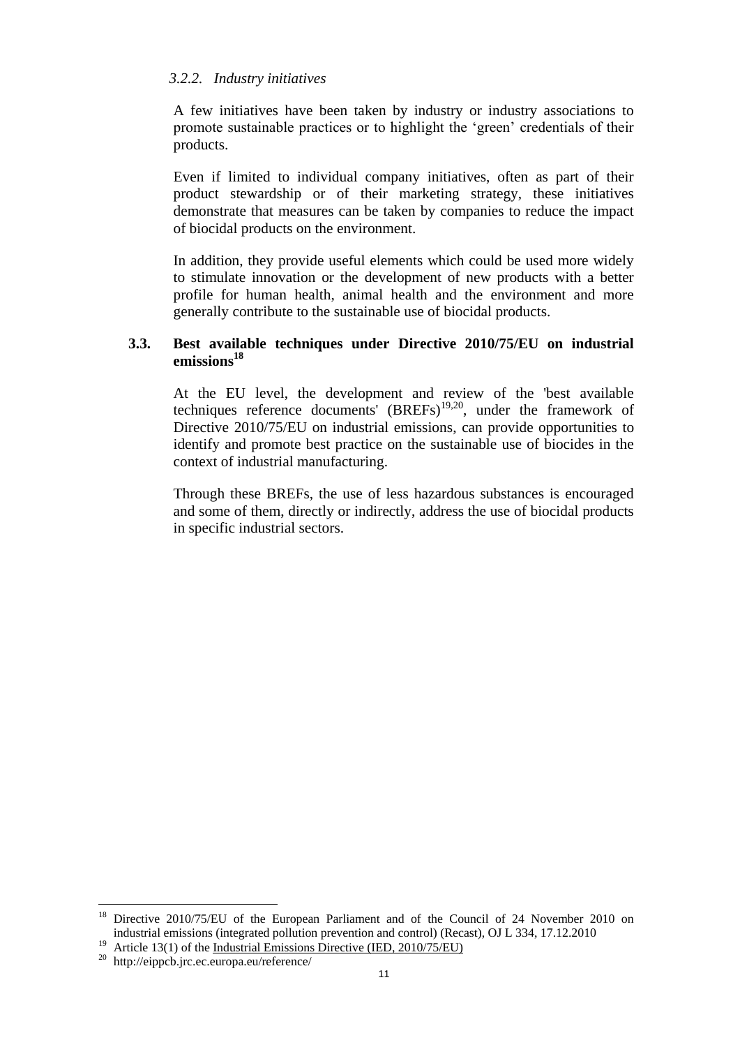### 3.2.2. *Industry initiatives*

A few initiatives have been taken by industry or industry associations to promote sustainable practices or to highlight the 'green' credentials of their products.

Even if limited to individual company initiatives, often as part of their product stewardship or of their marketing strategy, these initiatives demonstrate that measures can be taken by companies to reduce the impact of biocidal products on the environment.

In addition, they provide useful elements which could be used more widely to stimulate innovation or the development of new products with a better profile for human health, animal health and the environment and more generally contribute to the sustainable use of biocidal products.

## 3.3. Best available techniques under Directive 2010/75/EU on industrial emissions[18]

At the EU level, the development and review of the 'best available techniques reference documents' (BREFs)[19,20], under the framework of Directive 2010/75/EU on industrial emissions, can provide opportunities to identify and promote best practice on the sustainable use of biocides in the context of industrial manufacturing.

Through these BREFs, the use of less hazardous substances is encouraged and some of them, directly or indirectly, address the use of biocidal products in specific industrial sectors.

---

[18] Directive 2010/75/EU of the European Parliament and of the Council of 24 November 2010 on industrial emissions (integrated pollution prevention and control) (Recast), OJ L 334, 17.12.2010

[19] Article 13(1) of the Industrial Emissions Directive (IED, 2010/75/EU)

[20] http://eippcb.jrc.ec.europa.eu/reference/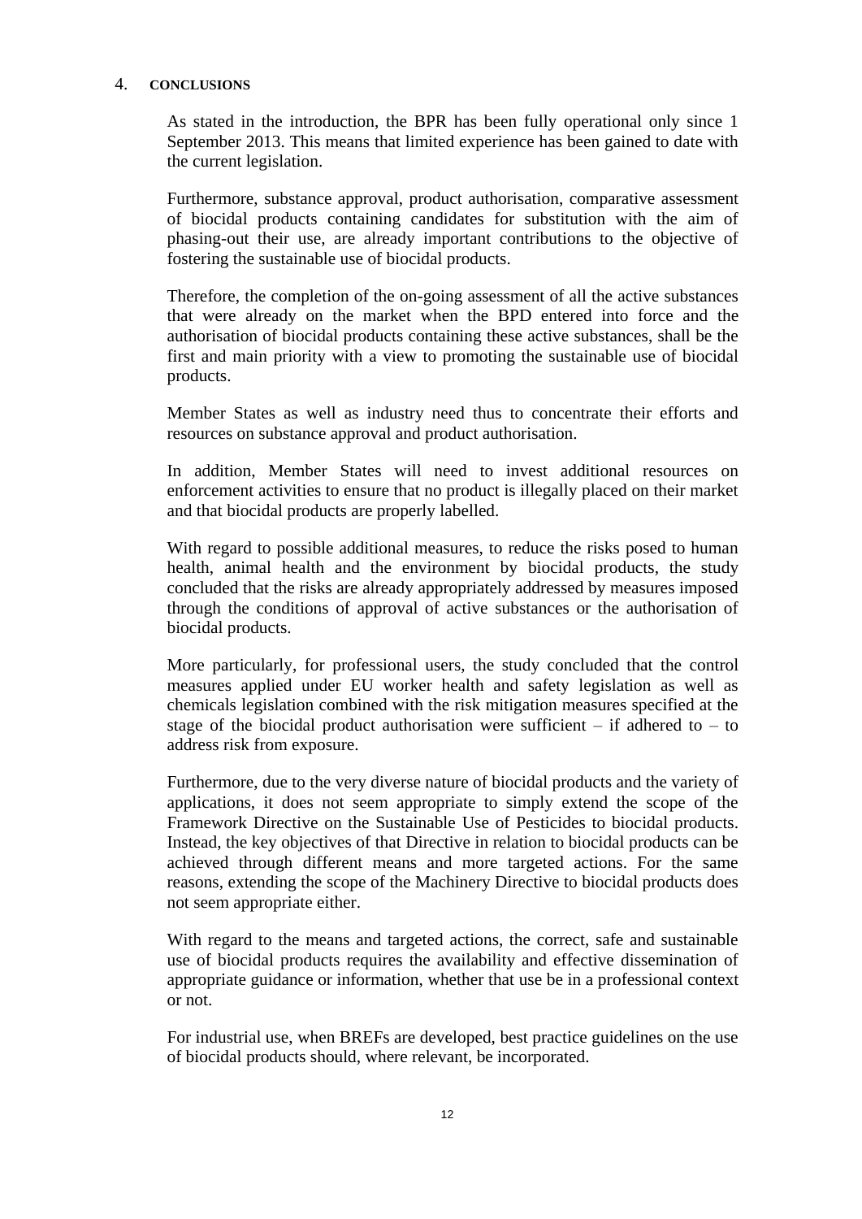## 4. CONCLUSIONS

As stated in the introduction, the BPR has been fully operational only since 1 September 2013. This means that limited experience has been gained to date with the current legislation.

Furthermore, substance approval, product authorisation, comparative assessment of biocidal products containing candidates for substitution with the aim of phasing-out their use, are already important contributions to the objective of fostering the sustainable use of biocidal products.

Therefore, the completion of the on-going assessment of all the active substances that were already on the market when the BPD entered into force and the authorisation of biocidal products containing these active substances, shall be the first and main priority with a view to promoting the sustainable use of biocidal products.

Member States as well as industry need thus to concentrate their efforts and resources on substance approval and product authorisation.

In addition, Member States will need to invest additional resources on enforcement activities to ensure that no product is illegally placed on their market and that biocidal products are properly labelled.

With regard to possible additional measures, to reduce the risks posed to human health, animal health and the environment by biocidal products, the study concluded that the risks are already appropriately addressed by measures imposed through the conditions of approval of active substances or the authorisation of biocidal products.

More particularly, for professional users, the study concluded that the control measures applied under EU worker health and safety legislation as well as chemicals legislation combined with the risk mitigation measures specified at the stage of the biocidal product authorisation were sufficient – if adhered to – to address risk from exposure.

Furthermore, due to the very diverse nature of biocidal products and the variety of applications, it does not seem appropriate to simply extend the scope of the Framework Directive on the Sustainable Use of Pesticides to biocidal products. Instead, the key objectives of that Directive in relation to biocidal products can be achieved through different means and more targeted actions. For the same reasons, extending the scope of the Machinery Directive to biocidal products does not seem appropriate either.

With regard to the means and targeted actions, the correct, safe and sustainable use of biocidal products requires the availability and effective dissemination of appropriate guidance or information, whether that use be in a professional context or not.

For industrial use, when BREFs are developed, best practice guidelines on the use of biocidal products should, where relevant, be incorporated.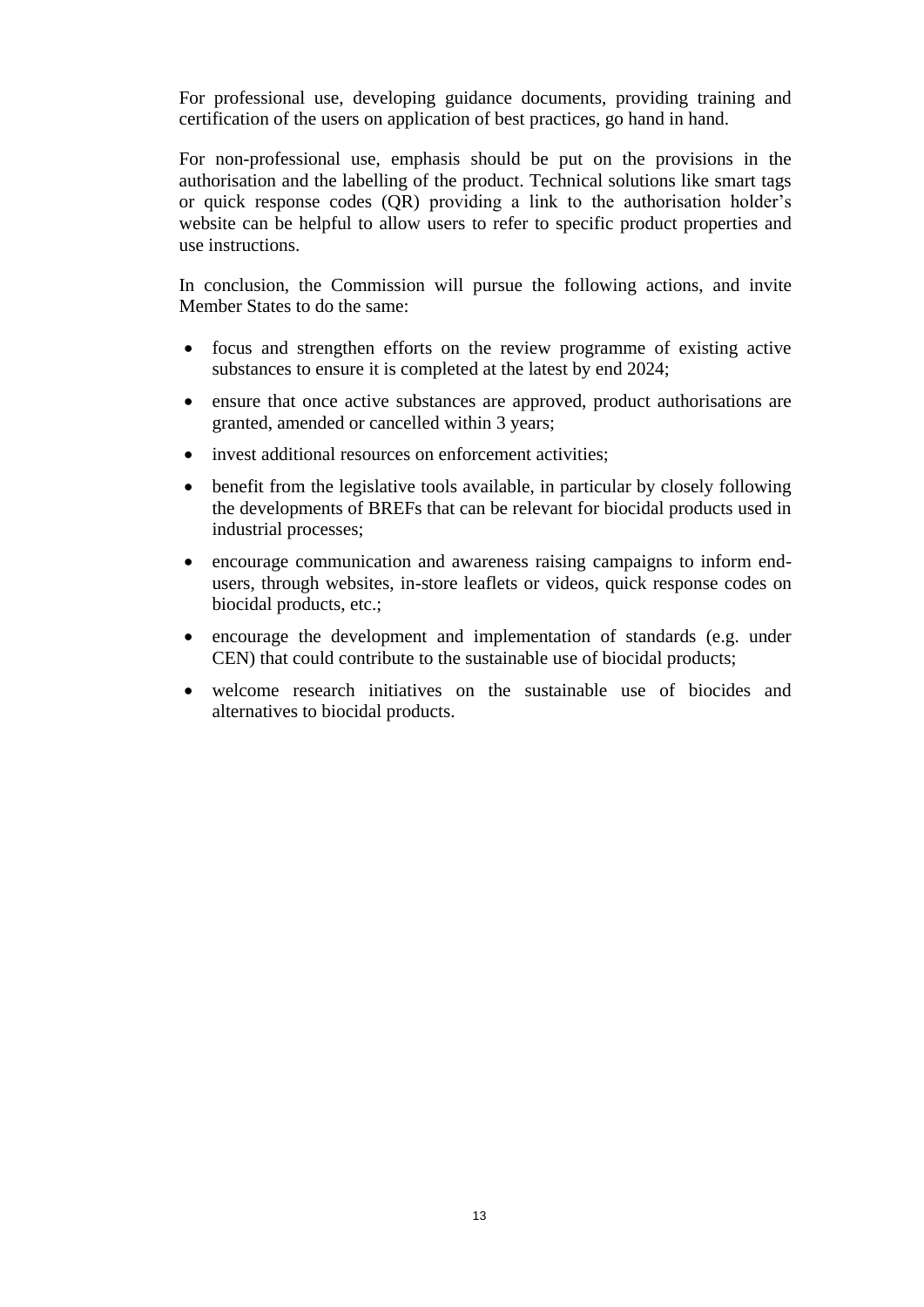For professional use, developing guidance documents, providing training and certification of the users on application of best practices, go hand in hand.

For non-professional use, emphasis should be put on the provisions in the authorisation and the labelling of the product. Technical solutions like smart tags or quick response codes (QR) providing a link to the authorisation holder's website can be helpful to allow users to refer to specific product properties and use instructions.

In conclusion, the Commission will pursue the following actions, and invite Member States to do the same:

- focus and strengthen efforts on the review programme of existing active substances to ensure it is completed at the latest by end 2024;
- ensure that once active substances are approved, product authorisations are granted, amended or cancelled within 3 years;
- invest additional resources on enforcement activities;
- benefit from the legislative tools available, in particular by closely following the developments of BREFs that can be relevant for biocidal products used in industrial processes;
- encourage communication and awareness raising campaigns to inform end-users, through websites, in-store leaflets or videos, quick response codes on biocidal products, etc.;
- encourage the development and implementation of standards (e.g. under CEN) that could contribute to the sustainable use of biocidal products;
- welcome research initiatives on the sustainable use of biocides and alternatives to biocidal products.